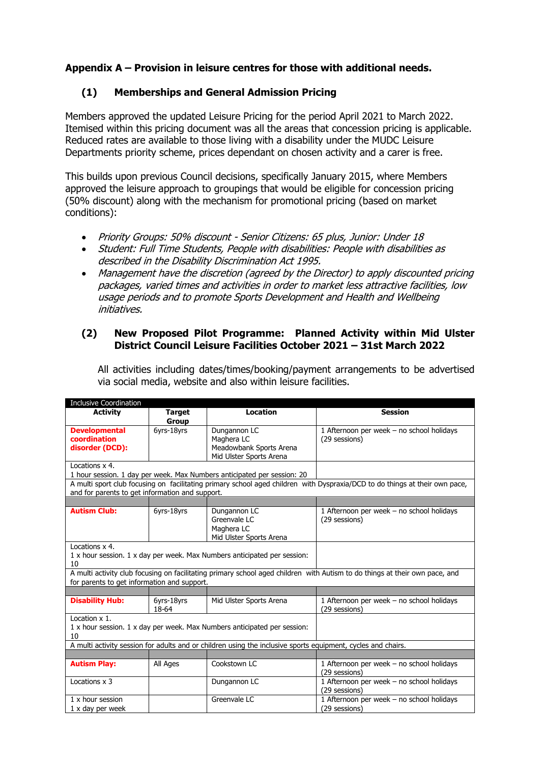**Appendix A – Provision in leisure centres for those with additional needs.**

**(1) Memberships and General Admission Pricing**

Members approved the updated Leisure Pricing for the period April 2021 to March 2022. Itemised within this pricing document was all the areas that concession pricing is applicable. Reduced rates are available to those living with a disability under the MUDC Leisure Departments priority scheme, prices dependant on chosen activity and a carer is free.

This builds upon previous Council decisions, specifically January 2015, where Members approved the leisure approach to groupings that would be eligible for concession pricing (50% discount) along with the mechanism for promotional pricing (based on market conditions):

- *Priority Groups: 50% discount - Senior Citizens: 65 plus, Junior: Under 18*
- *Student: Full Time Students, People with disabilities: People with disabilities as described in the Disability Discrimination Act 1995.*
- *Management have the discretion (agreed by the Director) to apply discounted pricing packages, varied times and activities in order to market less attractive facilities, low usage periods and to promote Sports Development and Health and Wellbeing initiatives.*

**(2) New Proposed Pilot Programme: Planned Activity within Mid Ulster District Council Leisure Facilities October 2021 – 31st March 2022**

All activities including dates/times/booking/payment arrangements to be advertised via social media, website and also within leisure facilities.

| Inclusive Coordination | | | |
|---|---|---|---|
| **Activity** | **Target Group** | **Location** | **Session** |
| **Developmental coordination disorder (DCD):** | 6yrs-18yrs | Dungannon LC<br>Maghera LC<br>Meadowbank Sports Arena<br>Mid Ulster Sports Arena | 1 Afternoon per week – no school holidays (29 sessions) |
| Locations x 4.<br>1 hour session. 1 day per week. Max Numbers anticipated per session: 20 | | | |
| A multi sport club focusing on facilitating primary school aged children with Dyspraxia/DCD to do things at their own pace, and for parents to get information and support. | | | |
| | | | |
| **Autism Club:** | 6yrs-18yrs | Dungannon LC<br>Greenvale LC<br>Maghera LC<br>Mid Ulster Sports Arena | 1 Afternoon per week – no school holidays (29 sessions) |
| Locations x 4.<br>1 x hour session. 1 x day per week. Max Numbers anticipated per session: 10 | | | |
| A multi activity club focusing on facilitating primary school aged children with Autism to do things at their own pace, and for parents to get information and support. | | | |
| | | | |
| **Disability Hub:** | 6yrs-18yrs<br>18-64 | Mid Ulster Sports Arena | 1 Afternoon per week – no school holidays (29 sessions) |
| Location x 1.<br>1 x hour session. 1 x day per week. Max Numbers anticipated per session: 10 | | | |
| A multi activity session for adults and or children using the inclusive sports equipment, cycles and chairs. | | | |
| | | | |
| **Autism Play:** | All Ages | Cookstown LC | 1 Afternoon per week – no school holidays (29 sessions) |
| Locations x 3 | | Dungannon LC | 1 Afternoon per week – no school holidays (29 sessions) |
| 1 x hour session<br>1 x day per week | | Greenvale LC | 1 Afternoon per week – no school holidays (29 sessions) |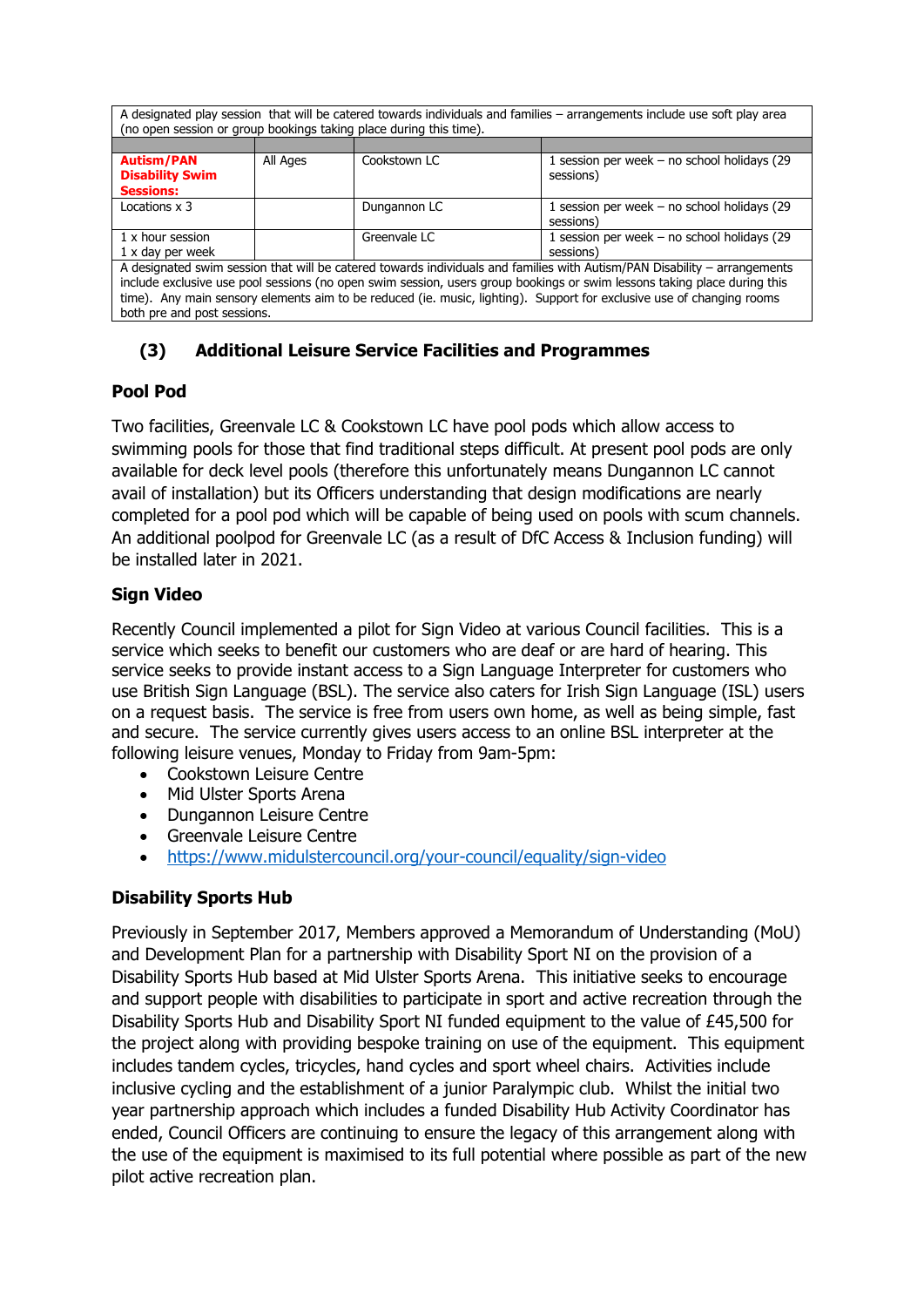| | | | |
|---|---|---|---|
| A designated play session that will be catered towards individuals and families – arrangements include use soft play area (no open session or group bookings taking place during this time). | | | |
| | | | |
| **Autism/PAN Disability Swim Sessions:** | All Ages | Cookstown LC | 1 session per week – no school holidays (29 sessions) |
| Locations x 3 | | Dungannon LC | 1 session per week – no school holidays (29 sessions) |
| 1 x hour session<br>1 x day per week | | Greenvale LC | 1 session per week – no school holidays (29 sessions) |
| A designated swim session that will be catered towards individuals and families with Autism/PAN Disability – arrangements include exclusive use pool sessions (no open swim session, users group bookings or swim lessons taking place during this time). Any main sensory elements aim to be reduced (ie. music, lighting). Support for exclusive use of changing rooms both pre and post sessions. | | | |

## (3) Additional Leisure Service Facilities and Programmes

### Pool Pod

Two facilities, Greenvale LC & Cookstown LC have pool pods which allow access to swimming pools for those that find traditional steps difficult. At present pool pods are only available for deck level pools (therefore this unfortunately means Dungannon LC cannot avail of installation) but its Officers understanding that design modifications are nearly completed for a pool pod which will be capable of being used on pools with scum channels. An additional poolpod for Greenvale LC (as a result of DfC Access & Inclusion funding) will be installed later in 2021.

### Sign Video

Recently Council implemented a pilot for Sign Video at various Council facilities. This is a service which seeks to benefit our customers who are deaf or are hard of hearing. This service seeks to provide instant access to a Sign Language Interpreter for customers who use British Sign Language (BSL). The service also caters for Irish Sign Language (ISL) users on a request basis. The service is free from users own home, as well as being simple, fast and secure. The service currently gives users access to an online BSL interpreter at the following leisure venues, Monday to Friday from 9am-5pm:

- Cookstown Leisure Centre
- Mid Ulster Sports Arena
- Dungannon Leisure Centre
- Greenvale Leisure Centre
- https://www.midulstercouncil.org/your-council/equality/sign-video

### Disability Sports Hub

Previously in September 2017, Members approved a Memorandum of Understanding (MoU) and Development Plan for a partnership with Disability Sport NI on the provision of a Disability Sports Hub based at Mid Ulster Sports Arena. This initiative seeks to encourage and support people with disabilities to participate in sport and active recreation through the Disability Sports Hub and Disability Sport NI funded equipment to the value of £45,500 for the project along with providing bespoke training on use of the equipment. This equipment includes tandem cycles, tricycles, hand cycles and sport wheel chairs. Activities include inclusive cycling and the establishment of a junior Paralympic club. Whilst the initial two year partnership approach which includes a funded Disability Hub Activity Coordinator has ended, Council Officers are continuing to ensure the legacy of this arrangement along with the use of the equipment is maximised to its full potential where possible as part of the new pilot active recreation plan.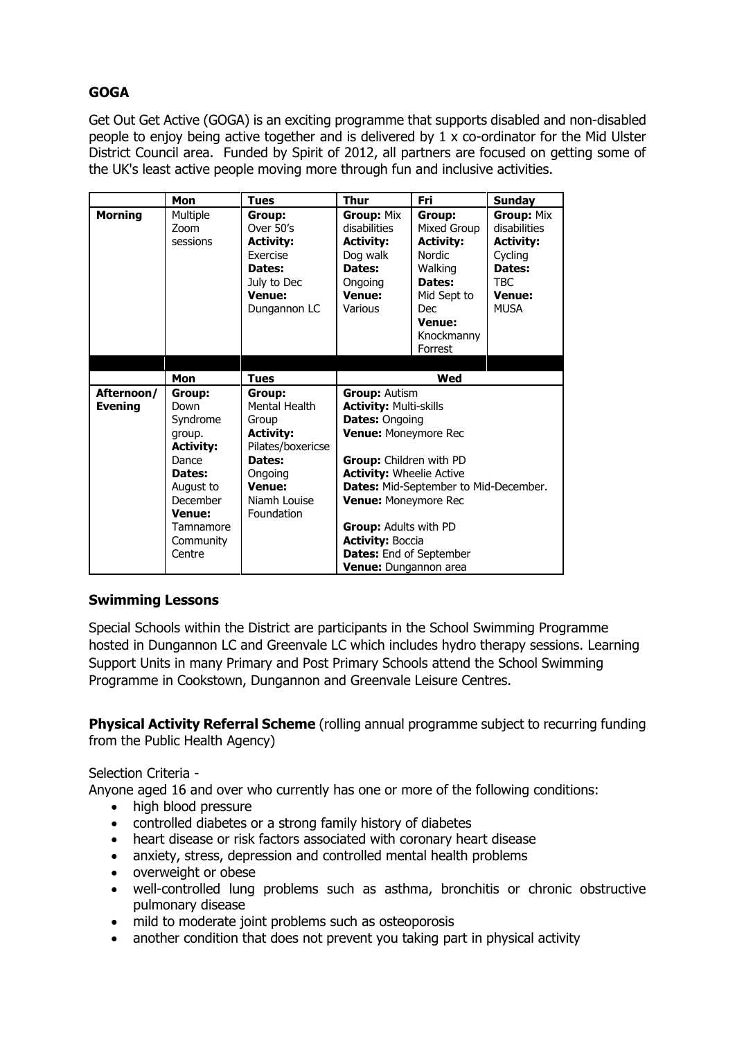## GOGA

Get Out Get Active (GOGA) is an exciting programme that supports disabled and non-disabled people to enjoy being active together and is delivered by 1 x co-ordinator for the Mid Ulster District Council area. Funded by Spirit of 2012, all partners are focused on getting some of the UK's least active people moving more through fun and inclusive activities.

| | Mon | Tues | Thur | Fri | Sunday |
|---|---|---|---|---|---|
| **Morning** | Multiple Zoom sessions | **Group:** Over 50's **Activity:** Exercise **Dates:** July to Dec **Venue:** Dungannon LC | **Group:** Mix disabilities **Activity:** Dog walk **Dates:** Ongoing **Venue:** Various | **Group:** Mixed Group **Activity:** Nordic Walking **Dates:** Mid Sept to Dec **Venue:** Knockmanny Forrest | **Group:** Mix disabilities **Activity:** Cycling **Dates:** TBC **Venue:** MUSA |

| | Mon | Tues | Wed |
|---|---|---|---|
| **Afternoon/ Evening** | **Group:** Down Syndrome group. **Activity:** Dance **Dates:** August to December **Venue:** Tamnamore Community Centre | **Group:** Mental Health Group **Activity:** Pilates/boxericse **Dates:** Ongoing **Venue:** Niamh Louise Foundation | **Group:** Autism **Activity:** Multi-skills **Dates:** Ongoing **Venue:** Moneymore Rec<br><br>**Group:** Children with PD **Activity:** Wheelie Active **Dates:** Mid-September to Mid-December. **Venue:** Moneymore Rec<br><br>**Group:** Adults with PD **Activity:** Boccia **Dates:** End of September **Venue:** Dungannon area |

**Swimming Lessons**

Special Schools within the District are participants in the School Swimming Programme hosted in Dungannon LC and Greenvale LC which includes hydro therapy sessions. Learning Support Units in many Primary and Post Primary Schools attend the School Swimming Programme in Cookstown, Dungannon and Greenvale Leisure Centres.

**Physical Activity Referral Scheme** (rolling annual programme subject to recurring funding from the Public Health Agency)

Selection Criteria -
Anyone aged 16 and over who currently has one or more of the following conditions:

- high blood pressure
- controlled diabetes or a strong family history of diabetes
- heart disease or risk factors associated with coronary heart disease
- anxiety, stress, depression and controlled mental health problems
- overweight or obese
- well-controlled lung problems such as asthma, bronchitis or chronic obstructive pulmonary disease
- mild to moderate joint problems such as osteoporosis
- another condition that does not prevent you taking part in physical activity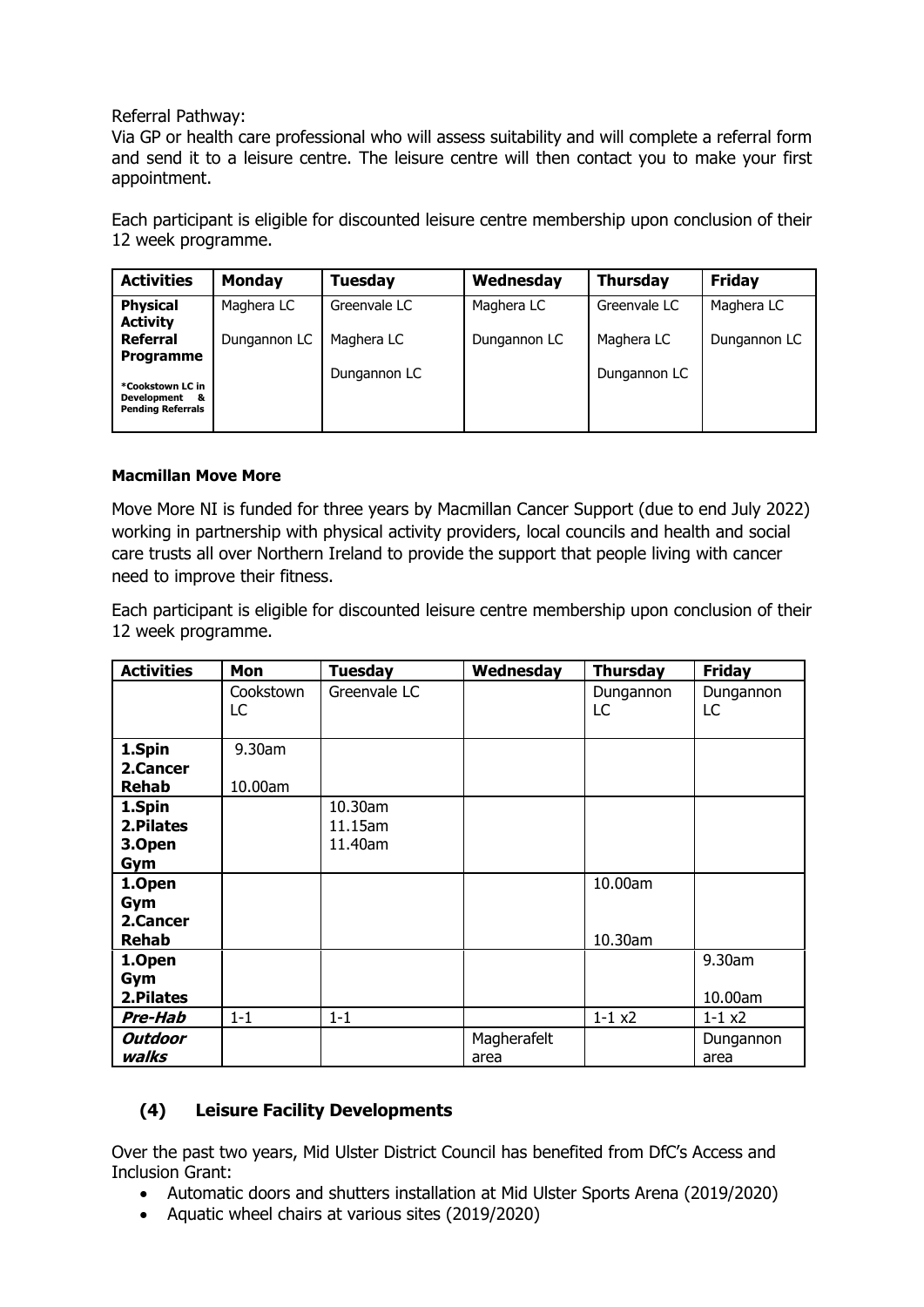Referral Pathway:
Via GP or health care professional who will assess suitability and will complete a referral form and send it to a leisure centre. The leisure centre will then contact you to make your first appointment.

Each participant is eligible for discounted leisure centre membership upon conclusion of their 12 week programme.

| Activities | Monday | Tuesday | Wednesday | Thursday | Friday |
|---|---|---|---|---|---|
| **Physical Activity Referral Programme**<br><br>**\*Cookstown LC in Development & Pending Referrals** | Maghera LC<br><br>Dungannon LC | Greenvale LC<br><br>Maghera LC<br><br>Dungannon LC | Maghera LC<br><br>Dungannon LC | Greenvale LC<br><br>Maghera LC<br><br>Dungannon LC | Maghera LC<br><br>Dungannon LC |

**Macmillan Move More**

Move More NI is funded for three years by Macmillan Cancer Support (due to end July 2022) working in partnership with physical activity providers, local councils and health and social care trusts all over Northern Ireland to provide the support that people living with cancer need to improve their fitness.

Each participant is eligible for discounted leisure centre membership upon conclusion of their 12 week programme.

| Activities | Mon | Tuesday | Wednesday | Thursday | Friday |
|---|---|---|---|---|---|
| | Cookstown LC | Greenvale LC | | Dungannon LC | Dungannon LC |
| **1.Spin**<br>**2.Cancer Rehab** | 9.30am<br>10.00am | | | | |
| **1.Spin**<br>**2.Pilates**<br>**3.Open Gym** | | 10.30am<br>11.15am<br>11.40am | | | |
| **1.Open Gym**<br>**2.Cancer Rehab** | | | | 10.00am<br>10.30am | |
| **1.Open Gym**<br>**2.Pilates** | | | | | 9.30am<br>10.00am |
| ***Pre-Hab*** | 1-1 | 1-1 | | 1-1 x2 | 1-1 x2 |
| ***Outdoor walks*** | | | Magherafelt area | | Dungannon area |

## (4) Leisure Facility Developments

Over the past two years, Mid Ulster District Council has benefited from DfC's Access and Inclusion Grant:

- Automatic doors and shutters installation at Mid Ulster Sports Arena (2019/2020)
- Aquatic wheel chairs at various sites (2019/2020)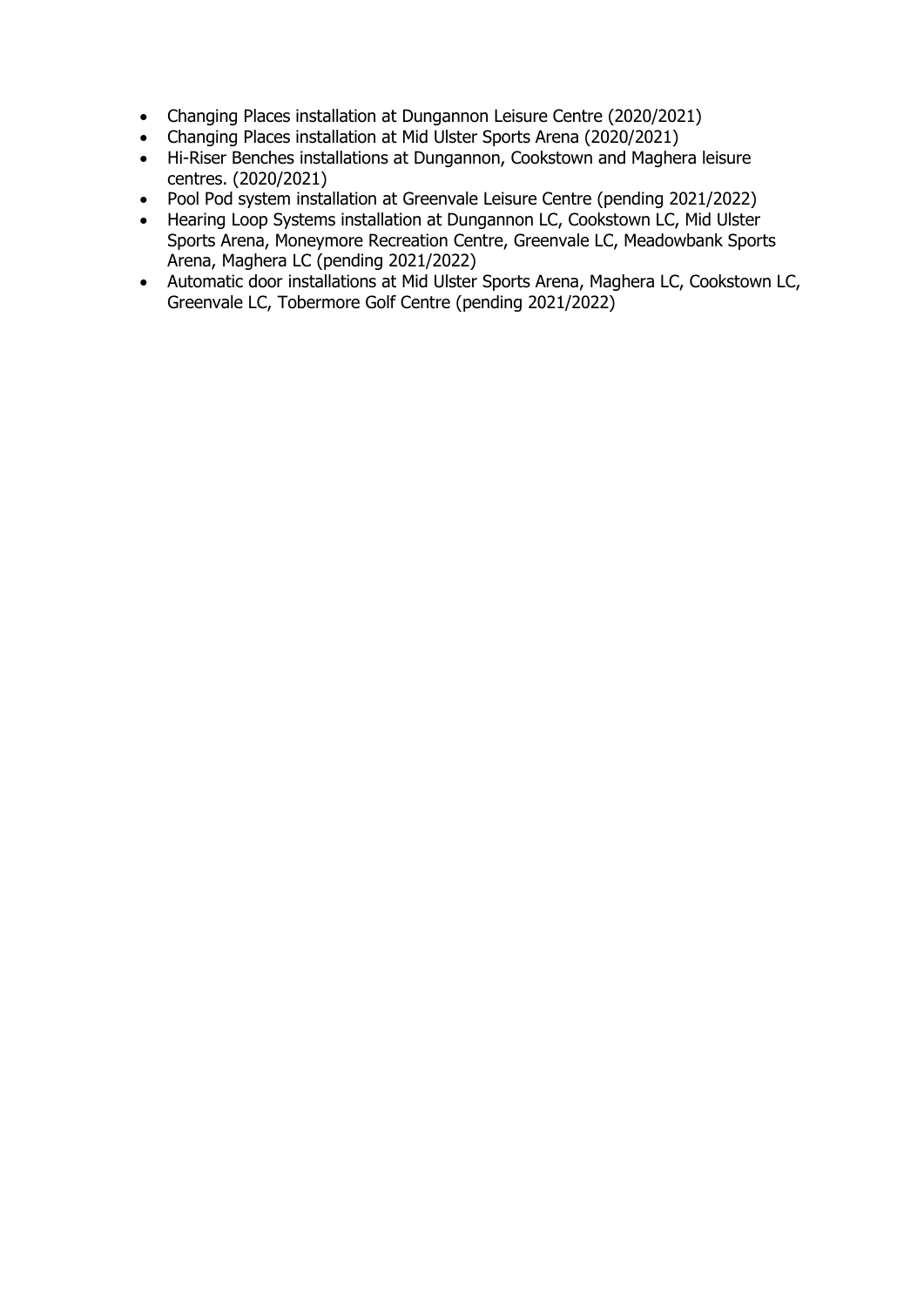- Changing Places installation at Dungannon Leisure Centre (2020/2021)
- Changing Places installation at Mid Ulster Sports Arena (2020/2021)
- Hi-Riser Benches installations at Dungannon, Cookstown and Maghera leisure centres. (2020/2021)
- Pool Pod system installation at Greenvale Leisure Centre (pending 2021/2022)
- Hearing Loop Systems installation at Dungannon LC, Cookstown LC, Mid Ulster Sports Arena, Moneymore Recreation Centre, Greenvale LC, Meadowbank Sports Arena, Maghera LC (pending 2021/2022)
- Automatic door installations at Mid Ulster Sports Arena, Maghera LC, Cookstown LC, Greenvale LC, Tobermore Golf Centre (pending 2021/2022)